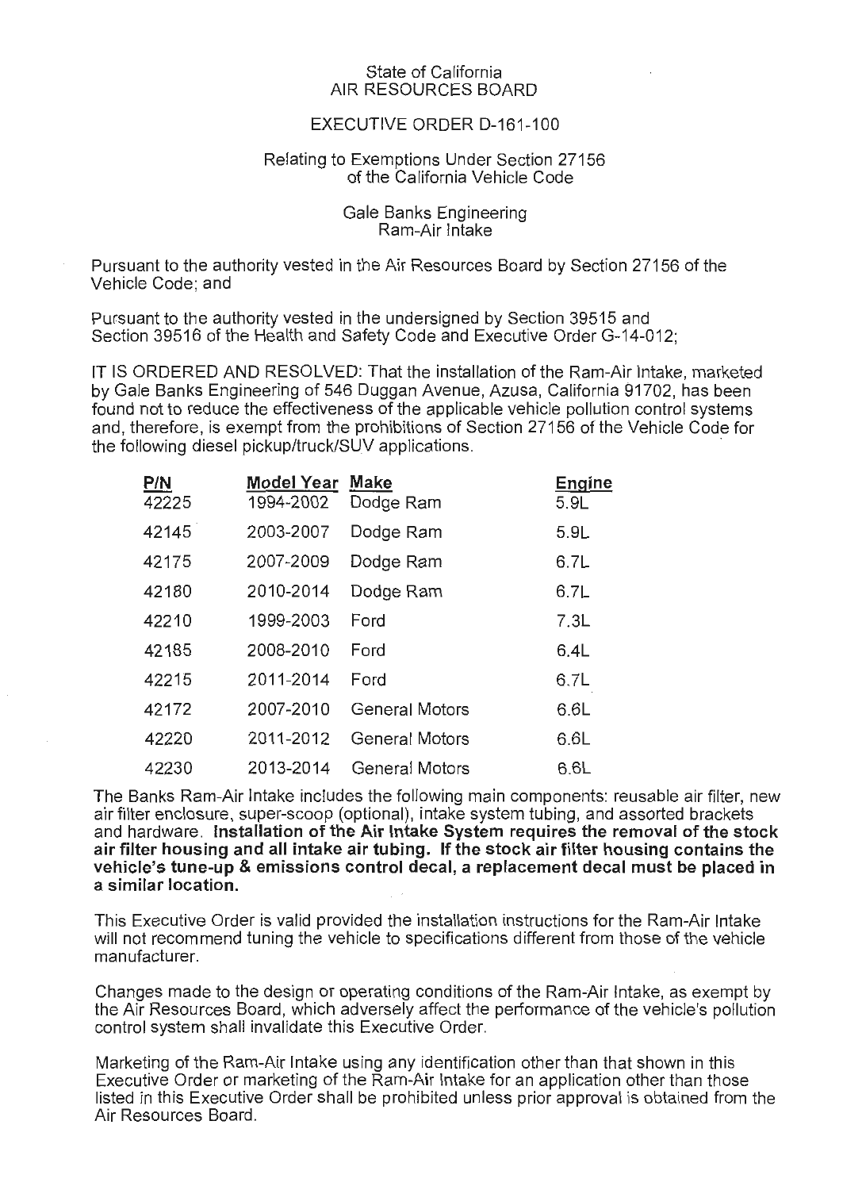State of California
AIR RESOURCES BOARD

EXECUTIVE ORDER D-161-100

Relating to Exemptions Under Section 27156
of the California Vehicle Code

Gale Banks Engineering
Ram-Air Intake

Pursuant to the authority vested in the Air Resources Board by Section 27156 of the Vehicle Code; and

Pursuant to the authority vested in the undersigned by Section 39515 and Section 39516 of the Health and Safety Code and Executive Order G-14-012;

IT IS ORDERED AND RESOLVED: That the installation of the Ram-Air Intake, marketed by Gale Banks Engineering of 546 Duggan Avenue, Azusa, California 91702, has been found not to reduce the effectiveness of the applicable vehicle pollution control systems and, therefore, is exempt from the prohibitions of Section 27156 of the Vehicle Code for the following diesel pickup/truck/SUV applications.

| P/N | Model Year | Make | Engine |
|---|---|---|---|
| 42225 | 1994-2002 | Dodge Ram | 5.9L |
| 42145 | 2003-2007 | Dodge Ram | 5.9L |
| 42175 | 2007-2009 | Dodge Ram | 6.7L |
| 42180 | 2010-2014 | Dodge Ram | 6.7L |
| 42210 | 1999-2003 | Ford | 7.3L |
| 42185 | 2008-2010 | Ford | 6.4L |
| 42215 | 2011-2014 | Ford | 6.7L |
| 42172 | 2007-2010 | General Motors | 6.6L |
| 42220 | 2011-2012 | General Motors | 6.6L |
| 42230 | 2013-2014 | General Motors | 6.6L |

The Banks Ram-Air Intake includes the following main components: reusable air filter, new air filter enclosure, super-scoop (optional), intake system tubing, and assorted brackets and hardware. **Installation of the Air Intake System requires the removal of the stock air filter housing and all intake air tubing. If the stock air filter housing contains the vehicle's tune-up & emissions control decal, a replacement decal must be placed in a similar location.**

This Executive Order is valid provided the installation instructions for the Ram-Air Intake will not recommend tuning the vehicle to specifications different from those of the vehicle manufacturer.

Changes made to the design or operating conditions of the Ram-Air Intake, as exempt by the Air Resources Board, which adversely affect the performance of the vehicle's pollution control system shall invalidate this Executive Order.

Marketing of the Ram-Air Intake using any identification other than that shown in this Executive Order or marketing of the Ram-Air Intake for an application other than those listed in this Executive Order shall be prohibited unless prior approval is obtained from the Air Resources Board.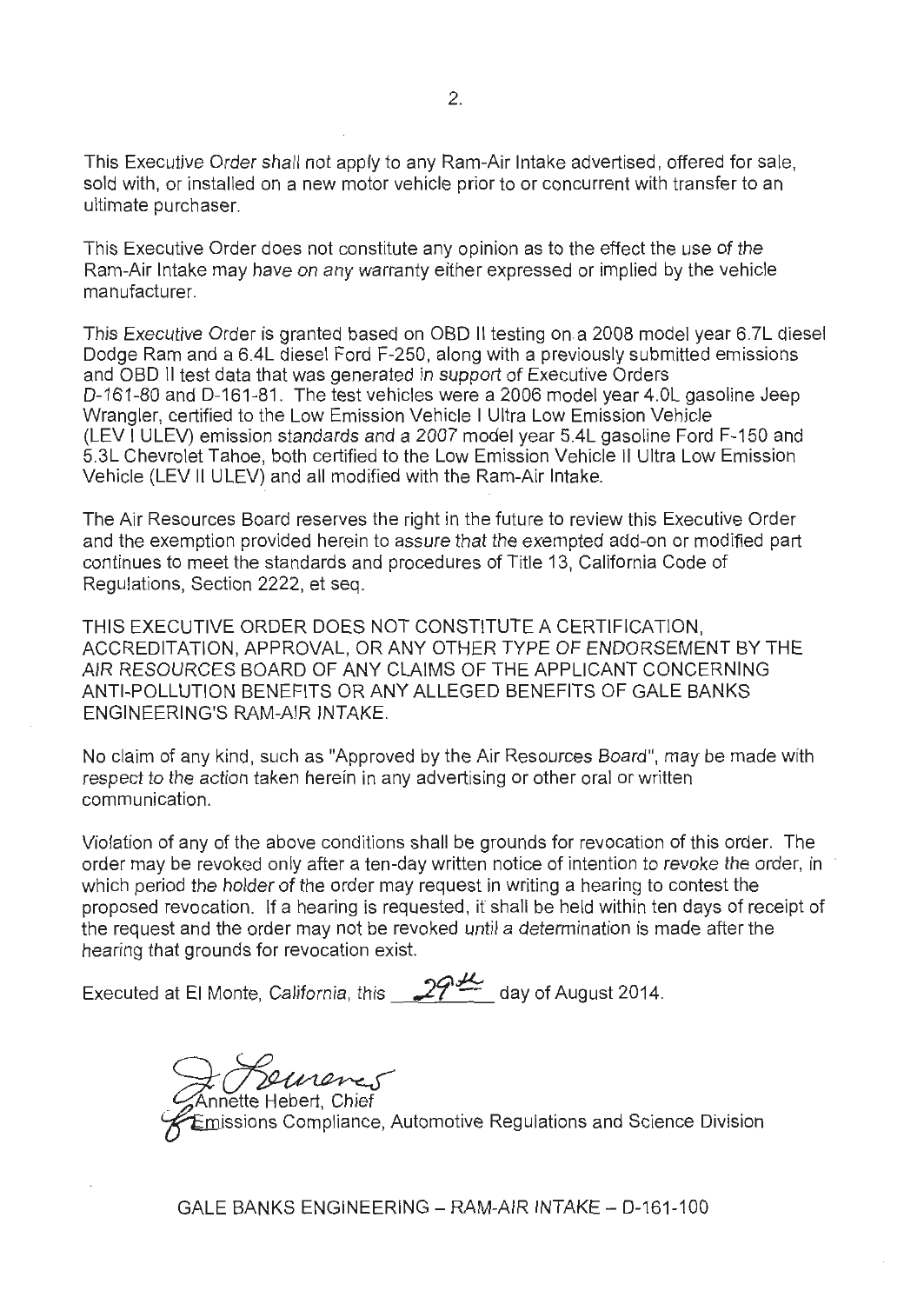This Executive Order shall not apply to any Ram-Air Intake advertised, offered for sale, sold with, or installed on a new motor vehicle prior to or concurrent with transfer to an ultimate purchaser.

This Executive Order does not constitute any opinion as to the effect the use of the Ram-Air Intake may have on any warranty either expressed or implied by the vehicle manufacturer.

This Executive Order is granted based on OBD II testing on a 2008 model year 6.7L diesel Dodge Ram and a 6.4L diesel Ford F-250, along with a previously submitted emissions and OBD II test data that was generated in support of Executive Orders D-161-80 and D-161-81. The test vehicles were a 2006 model year 4.0L gasoline Jeep Wrangler, certified to the Low Emission Vehicle I Ultra Low Emission Vehicle (LEV I ULEV) emission standards and a 2007 model year 5.4L gasoline Ford F-150 and 5.3L Chevrolet Tahoe, both certified to the Low Emission Vehicle II Ultra Low Emission Vehicle (LEV II ULEV) and all modified with the Ram-Air Intake.

The Air Resources Board reserves the right in the future to review this Executive Order and the exemption provided herein to assure that the exempted add-on or modified part continues to meet the standards and procedures of Title 13, California Code of Regulations, Section 2222, et seq.

THIS EXECUTIVE ORDER DOES NOT CONSTITUTE A CERTIFICATION, ACCREDITATION, APPROVAL, OR ANY OTHER TYPE OF ENDORSEMENT BY THE AIR RESOURCES BOARD OF ANY CLAIMS OF THE APPLICANT CONCERNING ANTI-POLLUTION BENEFITS OR ANY ALLEGED BENEFITS OF GALE BANKS ENGINEERING'S RAM-AIR INTAKE.

No claim of any kind, such as "Approved by the Air Resources Board", may be made with respect to the action taken herein in any advertising or other oral or written communication.

Violation of any of the above conditions shall be grounds for revocation of this order. The order may be revoked only after a ten-day written notice of intention to revoke the order, in which period the holder of the order may request in writing a hearing to contest the proposed revocation. If a hearing is requested, it shall be held within ten days of receipt of the request and the order may not be revoked until a determination is made after the hearing that grounds for revocation exist.

Executed at El Monte, California, this 29th day of August 2014.

Annette Hebert, Chief
Emissions Compliance, Automotive Regulations and Science Division

GALE BANKS ENGINEERING – RAM-AIR INTAKE – D-161-100